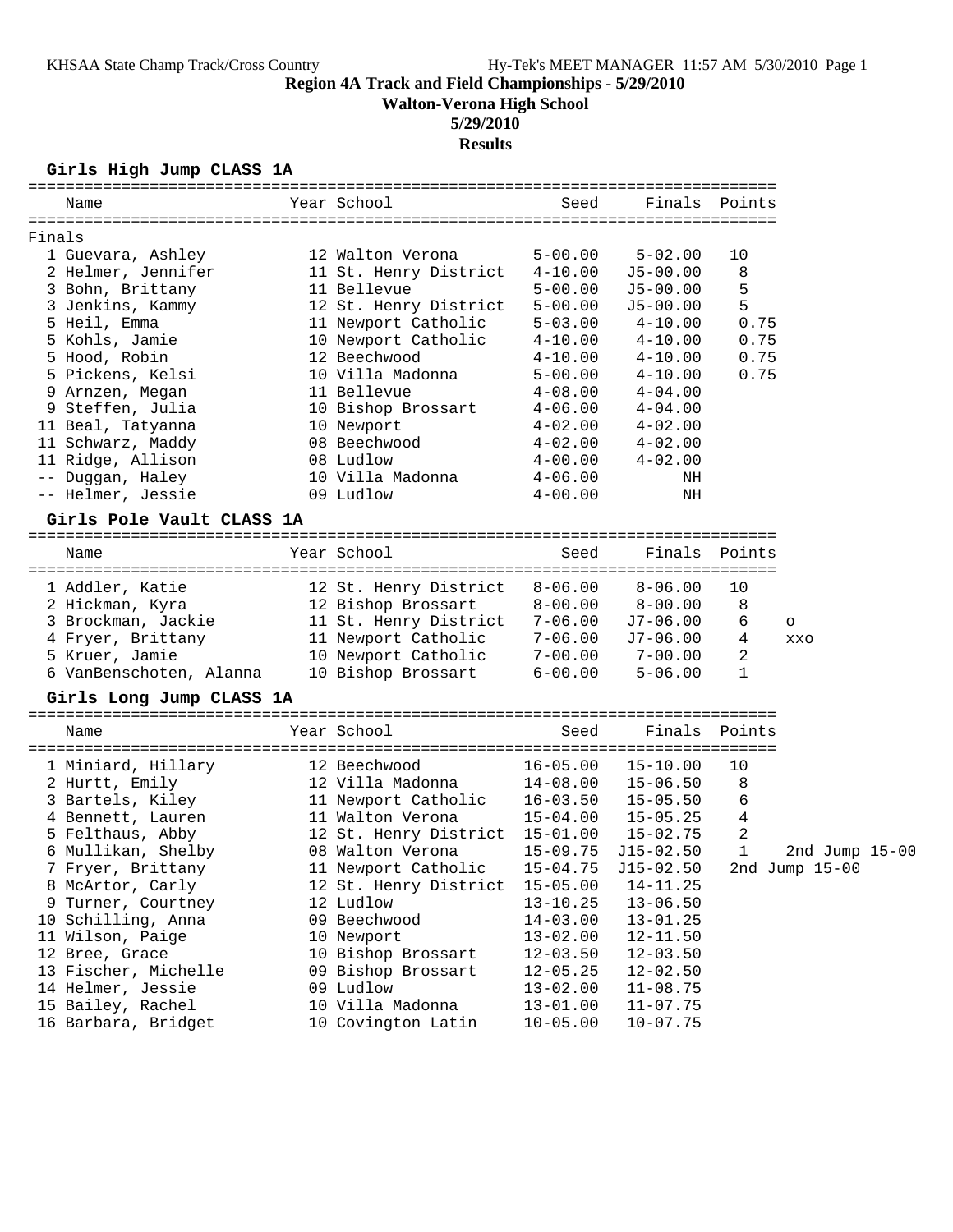KHSAA State Champ Track/Cross Country — Hy-Tek's MEET MANAGER 11:57 AM 5/30/2010

# Region 4A Track and Field Championships - 5/29/2010

**Walton-Verona High School**

**5/29/2010**

**Results**

## Girls High Jump CLASS 1A

Finals

| Place | Name | Year | School | Seed | Finals | Points |
|---|---|---|---|---|---|---|
| 1 | Guevara, Ashley | 12 | Walton Verona | 5-00.00 | 5-02.00 | 10 |
| 2 | Helmer, Jennifer | 11 | St. Henry District | 4-10.00 | J5-00.00 | 8 |
| 3 | Bohn, Brittany | 11 | Bellevue | 5-00.00 | J5-00.00 | 5 |
| 3 | Jenkins, Kammy | 12 | St. Henry District | 5-00.00 | J5-00.00 | 5 |
| 5 | Heil, Emma | 11 | Newport Catholic | 5-03.00 | 4-10.00 | 0.75 |
| 5 | Kohls, Jamie | 10 | Newport Catholic | 4-10.00 | 4-10.00 | 0.75 |
| 5 | Hood, Robin | 12 | Beechwood | 4-10.00 | 4-10.00 | 0.75 |
| 5 | Pickens, Kelsi | 10 | Villa Madonna | 5-00.00 | 4-10.00 | 0.75 |
| 9 | Arnzen, Megan | 11 | Bellevue | 4-08.00 | 4-04.00 | |
| 9 | Steffen, Julia | 10 | Bishop Brossart | 4-06.00 | 4-04.00 | |
| 11 | Beal, Tatyanna | 10 | Newport | 4-02.00 | 4-02.00 | |
| 11 | Schwarz, Maddy | 08 | Beechwood | 4-02.00 | 4-02.00 | |
| 11 | Ridge, Allison | 08 | Ludlow | 4-00.00 | 4-02.00 | |
| -- | Duggan, Haley | 10 | Villa Madonna | 4-06.00 | NH | |
| -- | Helmer, Jessie | 09 | Ludlow | 4-00.00 | NH | |

## Girls Pole Vault CLASS 1A

| Place | Name | Year | School | Seed | Finals | Points | |
|---|---|---|---|---|---|---|---|
| 1 | Addler, Katie | 12 | St. Henry District | 8-06.00 | 8-06.00 | 10 | |
| 2 | Hickman, Kyra | 12 | Bishop Brossart | 8-00.00 | 8-00.00 | 8 | |
| 3 | Brockman, Jackie | 11 | St. Henry District | 7-06.00 | J7-06.00 | 6 | o |
| 4 | Fryer, Brittany | 11 | Newport Catholic | 7-06.00 | J7-06.00 | 4 | xxo |
| 5 | Kruer, Jamie | 10 | Newport Catholic | 7-00.00 | 7-00.00 | 2 | |
| 6 | VanBenschoten, Alanna | 10 | Bishop Brossart | 6-00.00 | 5-06.00 | 1 | |

## Girls Long Jump CLASS 1A

| Place | Name | Year | School | Seed | Finals | Points | |
|---|---|---|---|---|---|---|---|
| 1 | Miniard, Hillary | 12 | Beechwood | 16-05.00 | 15-10.00 | 10 | |
| 2 | Hurtt, Emily | 12 | Villa Madonna | 14-08.00 | 15-06.50 | 8 | |
| 3 | Bartels, Kiley | 11 | Newport Catholic | 16-03.50 | 15-05.50 | 6 | |
| 4 | Bennett, Lauren | 11 | Walton Verona | 15-04.00 | 15-05.25 | 4 | |
| 5 | Felthaus, Abby | 12 | St. Henry District | 15-01.00 | 15-02.75 | 2 | |
| 6 | Mullikan, Shelby | 08 | Walton Verona | 15-09.75 | J15-02.50 | 1 | 2nd Jump 15-00 |
| 7 | Fryer, Brittany | 11 | Newport Catholic | 15-04.75 | J15-02.50 | | 2nd Jump 15-00 |
| 8 | McArtor, Carly | 12 | St. Henry District | 15-05.00 | 14-11.25 | | |
| 9 | Turner, Courtney | 12 | Ludlow | 13-10.25 | 13-06.50 | | |
| 10 | Schilling, Anna | 09 | Beechwood | 14-03.00 | 13-01.25 | | |
| 11 | Wilson, Paige | 10 | Newport | 13-02.00 | 12-11.50 | | |
| 12 | Bree, Grace | 10 | Bishop Brossart | 12-03.50 | 12-03.50 | | |
| 13 | Fischer, Michelle | 09 | Bishop Brossart | 12-05.25 | 12-02.50 | | |
| 14 | Helmer, Jessie | 09 | Ludlow | 13-02.00 | 11-08.75 | | |
| 15 | Bailey, Rachel | 10 | Villa Madonna | 13-01.00 | 11-07.75 | | |
| 16 | Barbara, Bridget | 10 | Covington Latin | 10-05.00 | 10-07.75 | | |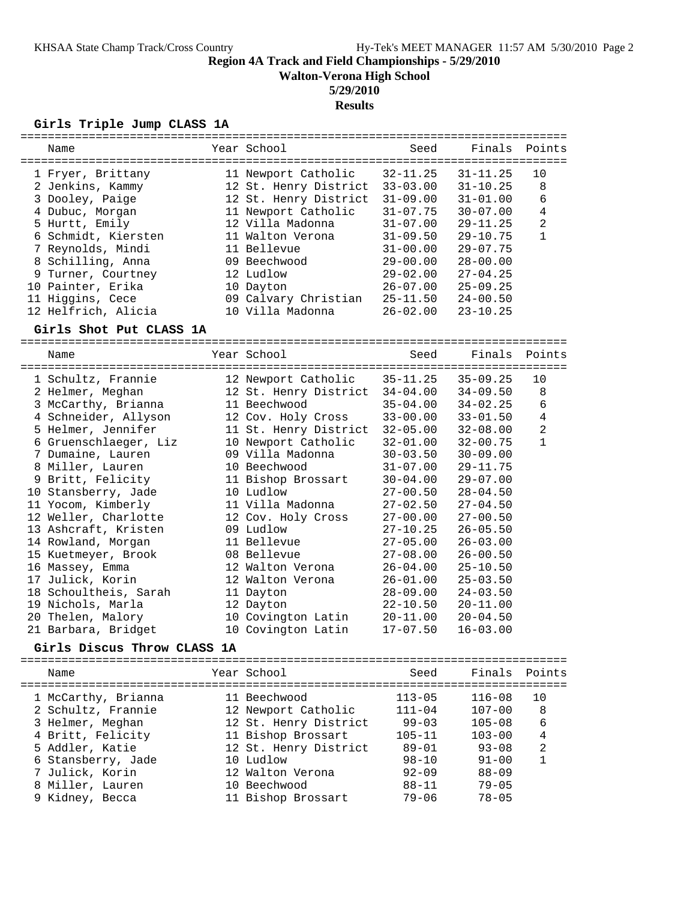# Region 4A Track and Field Championships - 5/29/2010

**Walton-Verona High School**

**5/29/2010**

**Results**

## Girls Triple Jump CLASS 1A

| Place | Name | Year | School | Seed | Finals | Points |
|---|---|---|---|---|---|---|
| 1 | Fryer, Brittany | 11 | Newport Catholic | 32-11.25 | 31-11.25 | 10 |
| 2 | Jenkins, Kammy | 12 | St. Henry District | 33-03.00 | 31-10.25 | 8 |
| 3 | Dooley, Paige | 12 | St. Henry District | 31-09.00 | 31-01.00 | 6 |
| 4 | Dubuc, Morgan | 11 | Newport Catholic | 31-07.75 | 30-07.00 | 4 |
| 5 | Hurtt, Emily | 12 | Villa Madonna | 31-07.00 | 29-11.25 | 2 |
| 6 | Schmidt, Kiersten | 11 | Walton Verona | 31-09.50 | 29-10.75 | 1 |
| 7 | Reynolds, Mindi | 11 | Bellevue | 31-00.00 | 29-07.75 | |
| 8 | Schilling, Anna | 09 | Beechwood | 29-00.00 | 28-00.00 | |
| 9 | Turner, Courtney | 12 | Ludlow | 29-02.00 | 27-04.25 | |
| 10 | Painter, Erika | 10 | Dayton | 26-07.00 | 25-09.25 | |
| 11 | Higgins, Cece | 09 | Calvary Christian | 25-11.50 | 24-00.50 | |
| 12 | Helfrich, Alicia | 10 | Villa Madonna | 26-02.00 | 23-10.25 | |

## Girls Shot Put CLASS 1A

| Place | Name | Year | School | Seed | Finals | Points |
|---|---|---|---|---|---|---|
| 1 | Schultz, Frannie | 12 | Newport Catholic | 35-11.25 | 35-09.25 | 10 |
| 2 | Helmer, Meghan | 12 | St. Henry District | 34-04.00 | 34-09.50 | 8 |
| 3 | McCarthy, Brianna | 11 | Beechwood | 35-04.00 | 34-02.25 | 6 |
| 4 | Schneider, Allyson | 12 | Cov. Holy Cross | 33-00.00 | 33-01.50 | 4 |
| 5 | Helmer, Jennifer | 11 | St. Henry District | 32-05.00 | 32-08.00 | 2 |
| 6 | Gruenschlaeger, Liz | 10 | Newport Catholic | 32-01.00 | 32-00.75 | 1 |
| 7 | Dumaine, Lauren | 09 | Villa Madonna | 30-03.50 | 30-09.00 | |
| 8 | Miller, Lauren | 10 | Beechwood | 31-07.00 | 29-11.75 | |
| 9 | Britt, Felicity | 11 | Bishop Brossart | 30-04.00 | 29-07.00 | |
| 10 | Stansberry, Jade | 10 | Ludlow | 27-00.50 | 28-04.50 | |
| 11 | Yocom, Kimberly | 11 | Villa Madonna | 27-02.50 | 27-04.50 | |
| 12 | Weller, Charlotte | 12 | Cov. Holy Cross | 27-00.00 | 27-00.50 | |
| 13 | Ashcraft, Kristen | 09 | Ludlow | 27-10.25 | 26-05.50 | |
| 14 | Rowland, Morgan | 11 | Bellevue | 27-05.00 | 26-03.00 | |
| 15 | Kuetmeyer, Brook | 08 | Bellevue | 27-08.00 | 26-00.50 | |
| 16 | Massey, Emma | 12 | Walton Verona | 26-04.00 | 25-10.50 | |
| 17 | Julick, Korin | 12 | Walton Verona | 26-01.00 | 25-03.50 | |
| 18 | Schoultheis, Sarah | 11 | Dayton | 28-09.00 | 24-03.50 | |
| 19 | Nichols, Marla | 12 | Dayton | 22-10.50 | 20-11.00 | |
| 20 | Thelen, Malory | 10 | Covington Latin | 20-11.00 | 20-04.50 | |
| 21 | Barbara, Bridget | 10 | Covington Latin | 17-07.50 | 16-03.00 | |

## Girls Discus Throw CLASS 1A

| Place | Name | Year | School | Seed | Finals | Points |
|---|---|---|---|---|---|---|
| 1 | McCarthy, Brianna | 11 | Beechwood | 113-05 | 116-08 | 10 |
| 2 | Schultz, Frannie | 12 | Newport Catholic | 111-04 | 107-00 | 8 |
| 3 | Helmer, Meghan | 12 | St. Henry District | 99-03 | 105-08 | 6 |
| 4 | Britt, Felicity | 11 | Bishop Brossart | 105-11 | 103-00 | 4 |
| 5 | Addler, Katie | 12 | St. Henry District | 89-01 | 93-08 | 2 |
| 6 | Stansberry, Jade | 10 | Ludlow | 98-10 | 91-00 | 1 |
| 7 | Julick, Korin | 12 | Walton Verona | 92-09 | 88-09 | |
| 8 | Miller, Lauren | 10 | Beechwood | 88-11 | 79-05 | |
| 9 | Kidney, Becca | 11 | Bishop Brossart | 79-06 | 78-05 | |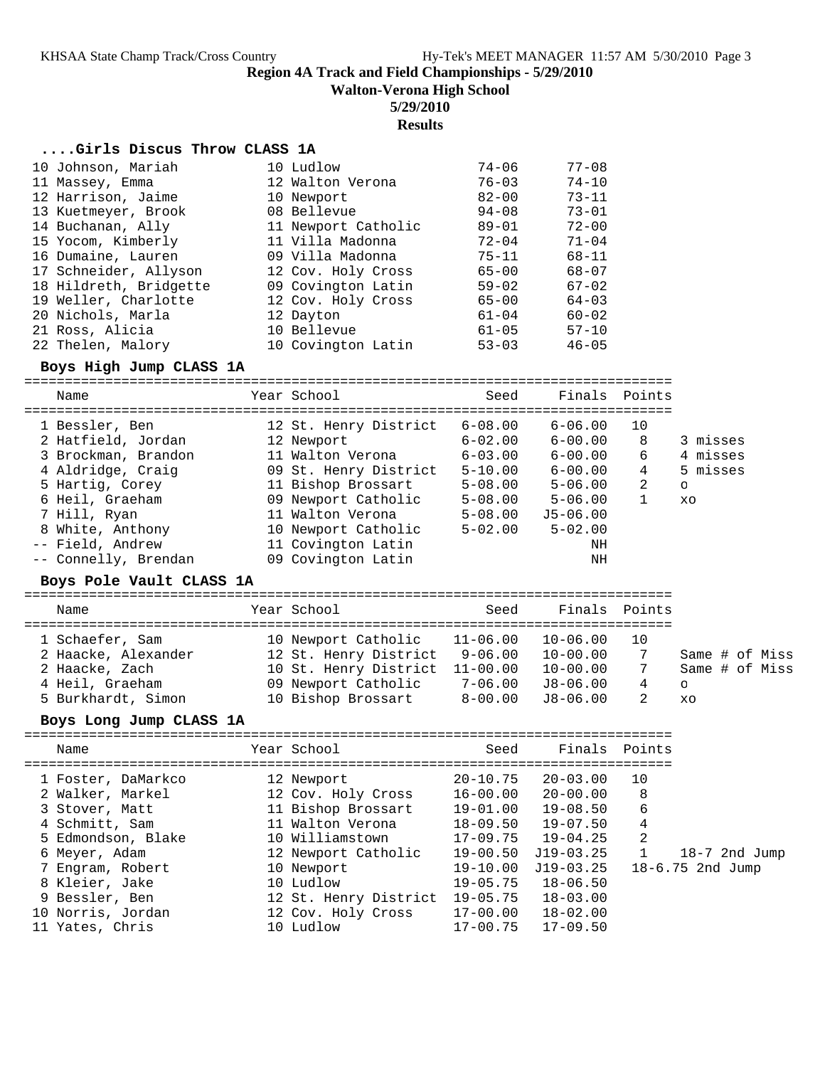**Region 4A Track and Field Championships - 5/29/2010**

**Walton-Verona High School**

**5/29/2010**

**Results**

### ....Girls Discus Throw CLASS 1A

| Place | Name | Year | School | Seed | Finals |
|---|---|---|---|---|---|
| 10 | Johnson, Mariah | 10 | Ludlow | 74-06 | 77-08 |
| 11 | Massey, Emma | 12 | Walton Verona | 76-03 | 74-10 |
| 12 | Harrison, Jaime | 10 | Newport | 82-00 | 73-11 |
| 13 | Kuetmeyer, Brook | 08 | Bellevue | 94-08 | 73-01 |
| 14 | Buchanan, Ally | 11 | Newport Catholic | 89-01 | 72-00 |
| 15 | Yocom, Kimberly | 11 | Villa Madonna | 72-04 | 71-04 |
| 16 | Dumaine, Lauren | 09 | Villa Madonna | 75-11 | 68-11 |
| 17 | Schneider, Allyson | 12 | Cov. Holy Cross | 65-00 | 68-07 |
| 18 | Hildreth, Bridgette | 09 | Covington Latin | 59-02 | 67-02 |
| 19 | Weller, Charlotte | 12 | Cov. Holy Cross | 65-00 | 64-03 |
| 20 | Nichols, Marla | 12 | Dayton | 61-04 | 60-02 |
| 21 | Ross, Alicia | 10 | Bellevue | 61-05 | 57-10 |
| 22 | Thelen, Malory | 10 | Covington Latin | 53-03 | 46-05 |

### Boys High Jump CLASS 1A

| Place | Name | Year | School | Seed | Finals | Points | |
|---|---|---|---|---|---|---|---|
| 1 | Bessler, Ben | 12 | St. Henry District | 6-08.00 | 6-06.00 | 10 | |
| 2 | Hatfield, Jordan | 12 | Newport | 6-02.00 | 6-00.00 | 8 | 3 misses |
| 3 | Brockman, Brandon | 11 | Walton Verona | 6-03.00 | 6-00.00 | 6 | 4 misses |
| 4 | Aldridge, Craig | 09 | St. Henry District | 5-10.00 | 6-00.00 | 4 | 5 misses |
| 5 | Hartig, Corey | 11 | Bishop Brossart | 5-08.00 | 5-06.00 | 2 | o |
| 6 | Heil, Graeham | 09 | Newport Catholic | 5-08.00 | 5-06.00 | 1 | xo |
| 7 | Hill, Ryan | 11 | Walton Verona | 5-08.00 | J5-06.00 | | |
| 8 | White, Anthony | 10 | Newport Catholic | 5-02.00 | 5-02.00 | | |
| -- | Field, Andrew | 11 | Covington Latin | | NH | | |
| -- | Connelly, Brendan | 09 | Covington Latin | | NH | | |

### Boys Pole Vault CLASS 1A

| Place | Name | Year | School | Seed | Finals | Points | |
|---|---|---|---|---|---|---|---|
| 1 | Schaefer, Sam | 10 | Newport Catholic | 11-06.00 | 10-06.00 | 10 | |
| 2 | Haacke, Alexander | 12 | St. Henry District | 9-06.00 | 10-00.00 | 7 | Same # of Miss |
| 2 | Haacke, Zach | 10 | St. Henry District | 11-00.00 | 10-00.00 | 7 | Same # of Miss |
| 4 | Heil, Graeham | 09 | Newport Catholic | 7-06.00 | J8-06.00 | 4 | o |
| 5 | Burkhardt, Simon | 10 | Bishop Brossart | 8-00.00 | J8-06.00 | 2 | xo |

### Boys Long Jump CLASS 1A

| Place | Name | Year | School | Seed | Finals | Points | |
|---|---|---|---|---|---|---|---|
| 1 | Foster, DaMarkco | 12 | Newport | 20-10.75 | 20-03.00 | 10 | |
| 2 | Walker, Markel | 12 | Cov. Holy Cross | 16-00.00 | 20-00.00 | 8 | |
| 3 | Stover, Matt | 11 | Bishop Brossart | 19-01.00 | 19-08.50 | 6 | |
| 4 | Schmitt, Sam | 11 | Walton Verona | 18-09.50 | 19-07.50 | 4 | |
| 5 | Edmondson, Blake | 10 | Williamstown | 17-09.75 | 19-04.25 | 2 | |
| 6 | Meyer, Adam | 12 | Newport Catholic | 19-00.50 | J19-03.25 | 1 | 18-7 2nd Jump |
| 7 | Engram, Robert | 10 | Newport | 19-10.00 | J19-03.25 | | 18-6.75 2nd Jump |
| 8 | Kleier, Jake | 10 | Ludlow | 19-05.75 | 18-06.50 | | |
| 9 | Bessler, Ben | 12 | St. Henry District | 19-05.75 | 18-03.00 | | |
| 10 | Norris, Jordan | 12 | Cov. Holy Cross | 17-00.00 | 18-02.00 | | |
| 11 | Yates, Chris | 10 | Ludlow | 17-00.75 | 17-09.50 | | |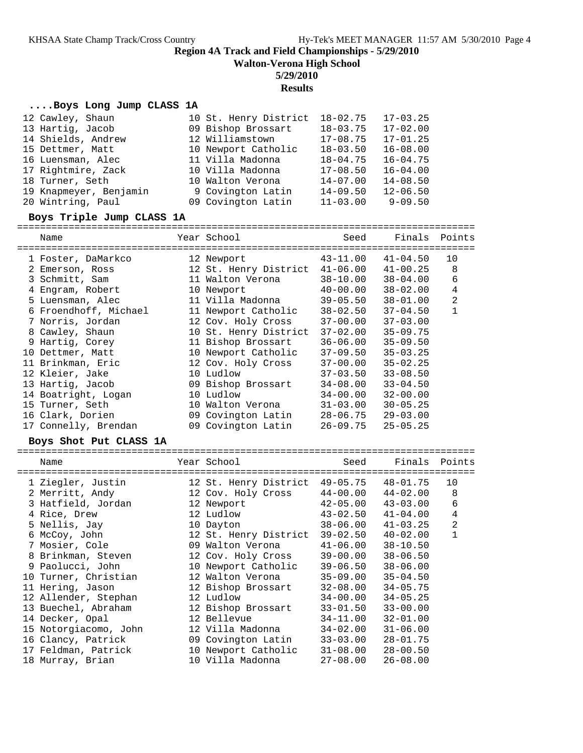# Region 4A Track and Field Championships - 5/29/2010

**Walton-Verona High School**

**5/29/2010**

**Results**

### ....Boys Long Jump CLASS 1A

| Name | Year | School | Seed | Finals | Points |
|---|---|---|---|---|---|
| 12 Cawley, Shaun | 10 | St. Henry District | 18-02.75 | 17-03.25 | |
| 13 Hartig, Jacob | 09 | Bishop Brossart | 18-03.75 | 17-02.00 | |
| 14 Shields, Andrew | 12 | Williamstown | 17-08.75 | 17-01.25 | |
| 15 Dettmer, Matt | 10 | Newport Catholic | 18-03.50 | 16-08.00 | |
| 16 Luensman, Alec | 11 | Villa Madonna | 18-04.75 | 16-04.75 | |
| 17 Rightmire, Zack | 10 | Villa Madonna | 17-08.50 | 16-04.00 | |
| 18 Turner, Seth | 10 | Walton Verona | 14-07.00 | 14-08.50 | |
| 19 Knapmeyer, Benjamin | 9 | Covington Latin | 14-09.50 | 12-06.50 | |
| 20 Wintring, Paul | 09 | Covington Latin | 11-03.00 | 9-09.50 | |

### Boys Triple Jump CLASS 1A

| Name | Year | School | Seed | Finals | Points |
|---|---|---|---|---|---|
| 1 Foster, DaMarcko | 12 | Newport | 43-11.00 | 41-04.50 | 10 |
| 2 Emerson, Ross | 12 | St. Henry District | 41-06.00 | 41-00.25 | 8 |
| 3 Schmitt, Sam | 11 | Walton Verona | 38-10.00 | 38-04.00 | 6 |
| 4 Engram, Robert | 10 | Newport | 40-00.00 | 38-02.00 | 4 |
| 5 Luensman, Alec | 11 | Villa Madonna | 39-05.50 | 38-01.00 | 2 |
| 6 Froendhoff, Michael | 11 | Newport Catholic | 38-02.50 | 37-04.50 | 1 |
| 7 Norris, Jordan | 12 | Cov. Holy Cross | 37-00.00 | 37-03.00 | |
| 8 Cawley, Shaun | 10 | St. Henry District | 37-02.00 | 35-09.75 | |
| 9 Hartig, Corey | 11 | Bishop Brossart | 36-06.00 | 35-09.50 | |
| 10 Dettmer, Matt | 10 | Newport Catholic | 37-09.50 | 35-03.25 | |
| 11 Brinkman, Eric | 12 | Cov. Holy Cross | 37-00.00 | 35-02.25 | |
| 12 Kleier, Jake | 10 | Ludlow | 37-03.50 | 33-08.50 | |
| 13 Hartig, Jacob | 09 | Bishop Brossart | 34-08.00 | 33-04.50 | |
| 14 Boatright, Logan | 10 | Ludlow | 34-00.00 | 32-00.00 | |
| 15 Turner, Seth | 10 | Walton Verona | 31-03.00 | 30-05.25 | |
| 16 Clark, Dorien | 09 | Covington Latin | 28-06.75 | 29-03.00 | |
| 17 Connelly, Brendan | 09 | Covington Latin | 26-09.75 | 25-05.25 | |

### Boys Shot Put CLASS 1A

| Name | Year | School | Seed | Finals | Points |
|---|---|---|---|---|---|
| 1 Ziegler, Justin | 12 | St. Henry District | 49-05.75 | 48-01.75 | 10 |
| 2 Merritt, Andy | 12 | Cov. Holy Cross | 44-00.00 | 44-02.00 | 8 |
| 3 Hatfield, Jordan | 12 | Newport | 42-05.00 | 43-03.00 | 6 |
| 4 Rice, Drew | 12 | Ludlow | 43-02.50 | 41-04.00 | 4 |
| 5 Nellis, Jay | 10 | Dayton | 38-06.00 | 41-03.25 | 2 |
| 6 McCoy, John | 12 | St. Henry District | 39-02.50 | 40-02.00 | 1 |
| 7 Mosier, Cole | 09 | Walton Verona | 41-06.00 | 38-10.50 | |
| 8 Brinkman, Steven | 12 | Cov. Holy Cross | 39-00.00 | 38-06.50 | |
| 9 Paolucci, John | 10 | Newport Catholic | 39-06.50 | 38-06.00 | |
| 10 Turner, Christian | 12 | Walton Verona | 35-09.00 | 35-04.50 | |
| 11 Hering, Jason | 12 | Bishop Brossart | 32-08.00 | 34-05.75 | |
| 12 Allender, Stephan | 12 | Ludlow | 34-00.00 | 34-05.25 | |
| 13 Buechel, Abraham | 12 | Bishop Brossart | 33-01.50 | 33-00.00 | |
| 14 Decker, Opal | 12 | Bellevue | 34-11.00 | 32-01.00 | |
| 15 Notorgiacomo, John | 12 | Villa Madonna | 34-02.00 | 31-06.00 | |
| 16 Clancy, Patrick | 09 | Covington Latin | 33-03.00 | 28-01.75 | |
| 17 Feldman, Patrick | 10 | Newport Catholic | 31-08.00 | 28-00.50 | |
| 18 Murray, Brian | 10 | Villa Madonna | 27-08.00 | 26-08.00 | |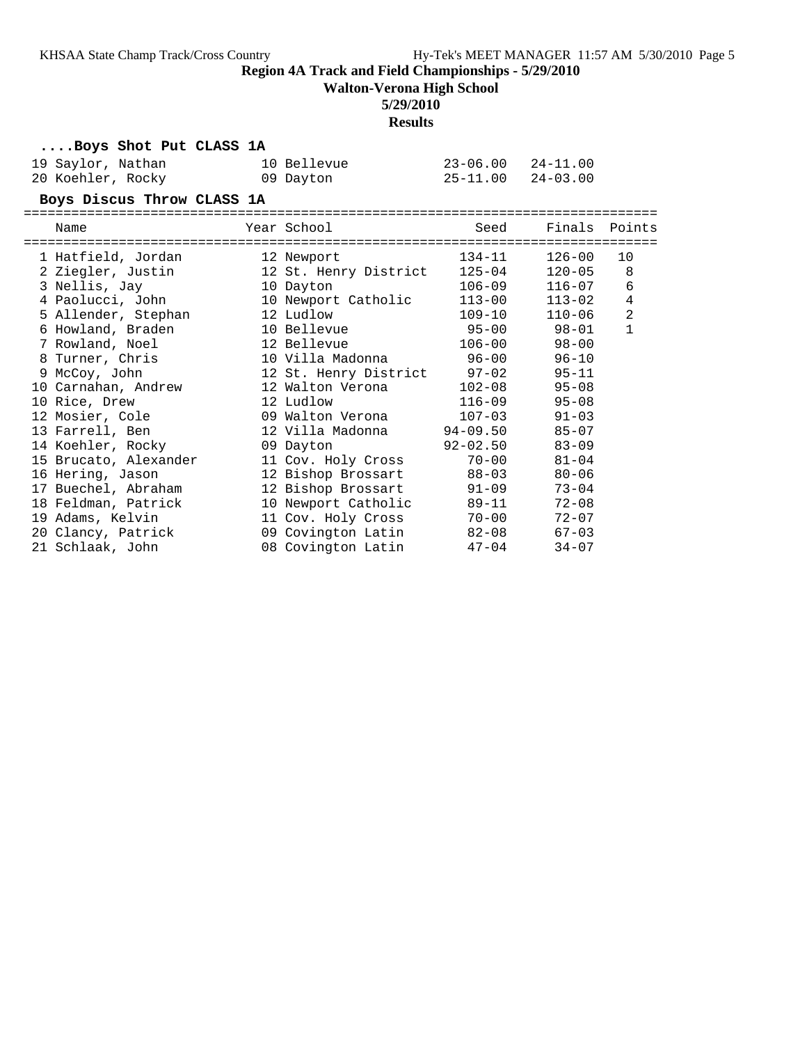**Region 4A Track and Field Championships - 5/29/2010**

**Walton-Verona High School**

**5/29/2010**

**Results**

### ....Boys Shot Put CLASS 1A

| | | | | |
|---|---|---|---|---|
| 19 | Saylor, Nathan | 10 Bellevue | 23-06.00 | 24-11.00 |
| 20 | Koehler, Rocky | 09 Dayton | 25-11.00 | 24-03.00 |

### Boys Discus Throw CLASS 1A

| | Name | Year School | Seed | Finals | Points |
|---|---|---|---|---|---|
| 1 | Hatfield, Jordan | 12 Newport | 134-11 | 126-00 | 10 |
| 2 | Ziegler, Justin | 12 St. Henry District | 125-04 | 120-05 | 8 |
| 3 | Nellis, Jay | 10 Dayton | 106-09 | 116-07 | 6 |
| 4 | Paolucci, John | 10 Newport Catholic | 113-00 | 113-02 | 4 |
| 5 | Allender, Stephan | 12 Ludlow | 109-10 | 110-06 | 2 |
| 6 | Howland, Braden | 10 Bellevue | 95-00 | 98-01 | 1 |
| 7 | Rowland, Noel | 12 Bellevue | 106-00 | 98-00 | |
| 8 | Turner, Chris | 10 Villa Madonna | 96-00 | 96-10 | |
| 9 | McCoy, John | 12 St. Henry District | 97-02 | 95-11 | |
| 10 | Carnahan, Andrew | 12 Walton Verona | 102-08 | 95-08 | |
| 10 | Rice, Drew | 12 Ludlow | 116-09 | 95-08 | |
| 12 | Mosier, Cole | 09 Walton Verona | 107-03 | 91-03 | |
| 13 | Farrell, Ben | 12 Villa Madonna | 94-09.50 | 85-07 | |
| 14 | Koehler, Rocky | 09 Dayton | 92-02.50 | 83-09 | |
| 15 | Brucato, Alexander | 11 Cov. Holy Cross | 70-00 | 81-04 | |
| 16 | Hering, Jason | 12 Bishop Brossart | 88-03 | 80-06 | |
| 17 | Buechel, Abraham | 12 Bishop Brossart | 91-09 | 73-04 | |
| 18 | Feldman, Patrick | 10 Newport Catholic | 89-11 | 72-08 | |
| 19 | Adams, Kelvin | 11 Cov. Holy Cross | 70-00 | 72-07 | |
| 20 | Clancy, Patrick | 09 Covington Latin | 82-08 | 67-03 | |
| 21 | Schlaak, John | 08 Covington Latin | 47-04 | 34-07 | |